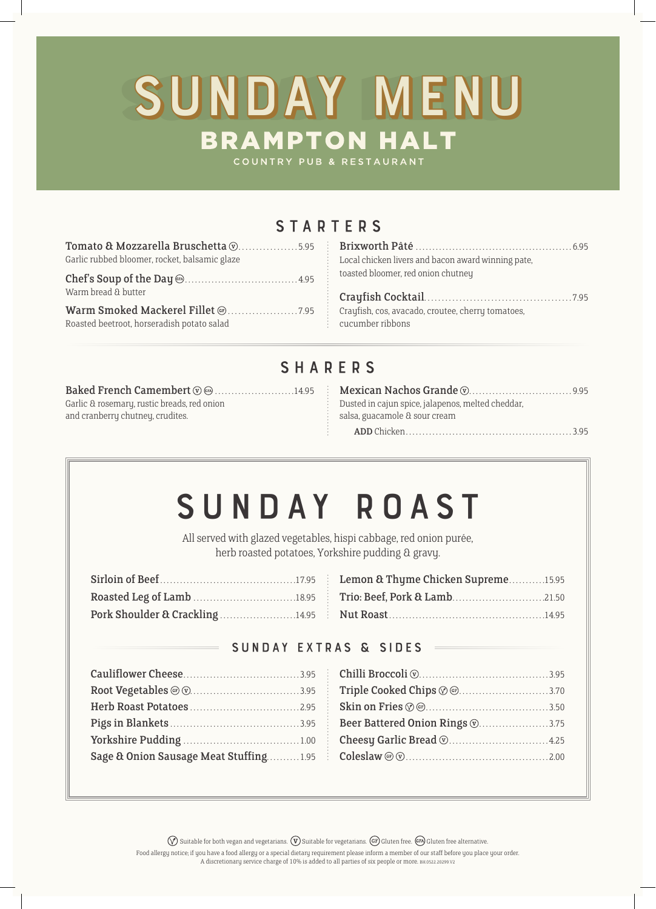# SUNDAY MENU

## BRAMPTON HALT

COUNTRY PUB & RESTAURANT

## STARTERS

**Tomato & Mozzarella Bruschetta** (V) ... 5.95
Garlic rubbed bloomer, rocket, balsamic glaze

**Chef's Soup of the Day** (GFA) ... 4.95
Warm bread & butter

**Warm Smoked Mackerel Fillet** (GF) ... 7.95
Roasted beetroot, horseradish potato salad

**Brixworth Pâté** ... 6.95
Local chicken livers and bacon award winning pate, toasted bloomer, red onion chutney

**Crayfish Cocktail** ... 7.95
Crayfish, cos, avacado, croutee, cherry tomatoes, cucumber ribbons

## SHARERS

**Baked French Camembert** (V) (GFA) ... 14.95
Garlic & rosemary, rustic breads, red onion and cranberry chutney, crudites

**Mexican Nachos Grande** (V) ... 9.95
Dusted in cajun spice, jalapenos, melted cheddar, salsa, guacamole & sour cream

**ADD** Chicken ... 3.95

# SUNDAY ROAST

All served with glazed vegetables, hispi cabbage, red onion purée, herb roasted potatoes, Yorkshire pudding & gravy.

**Sirloin of Beef** ... 17.95
**Roasted Leg of Lamb** ... 18.95
**Pork Shoulder & Crackling** ... 14.95
**Lemon & Thyme Chicken Supreme** ... 15.95
**Trio: Beef, Pork & Lamb** ... 21.50
**Nut Roast** ... 14.95

### SUNDAY EXTRAS & SIDES

**Cauliflower Cheese** ... 3.95
**Root Vegetables** (GF) (V) ... 3.95
**Herb Roast Potatoes** ... 2.95
**Pigs in Blankets** ... 3.95
**Yorkshire Pudding** ... 1.00
**Sage & Onion Sausage Meat Stuffing** ... 1.95
**Chilli Broccoli** (V) ... 3.95
**Triple Cooked Chips** (VE) (GF) ... 3.70
**Skin on Fries** (VE) (GF) ... 3.50
**Beer Battered Onion Rings** (V) ... 3.75
**Cheesy Garlic Bread** (V) ... 4.25
**Coleslaw** (GF) (V) ... 2.00

(VE) Suitable for both vegan and vegetarians. (V) Suitable for vegetarians. (GF) Gluten free. (GFA) Gluten free alternative.

Food allergy notice; if you have a food allergy or a special dietary requirement please inform a member of our staff before you place your order.
A discretionary service charge of 10% is added to all parties of six people or more. BH.0522.20299 V2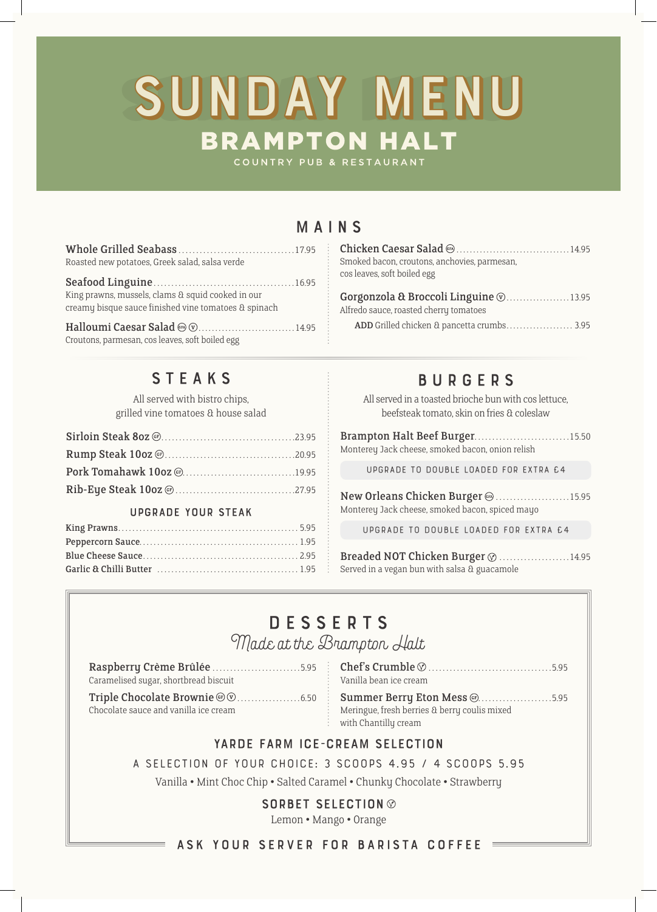# SUNDAY MENU

## BRAMPTON HALT

COUNTRY PUB & RESTAURANT

## MAINS

**Whole Grilled Seabass** ........ 17.95
Roasted new potatoes, Greek salad, salsa verde

**Seafood Linguine** ........ 16.95
King prawns, mussels, clams & squid cooked in our creamy bisque sauce finished vine tomatoes & spinach

**Halloumi Caesar Salad** (GFA) (V) ........ 14.95
Croutons, parmesan, cos leaves, soft boiled egg

**Chicken Caesar Salad** (GFA) ........ 14.95
Smoked bacon, croutons, anchovies, parmesan, cos leaves, soft boiled egg

**Gorgonzola & Broccoli Linguine** (V) ........ 13.95
Alfredo sauce, roasted cherry tomatoes

**ADD** Grilled chicken & pancetta crumbs ........ 3.95

## STEAKS

All served with bistro chips, grilled vine tomatoes & house salad

**Sirloin Steak 8oz** (GF) ........ 23.95

**Rump Steak 10oz** (GF) ........ 20.95

**Pork Tomahawk 10oz** (GF) ........ 19.95

**Rib-Eye Steak 10oz** (GF) ........ 27.95

### UPGRADE YOUR STEAK

King Prawns ........ 5.95

Peppercorn Sauce ........ 1.95

Blue Cheese Sauce ........ 2.95

Garlic & Chilli Butter ........ 1.95

## BURGERS

All served in a toasted brioche bun with cos lettuce, beefsteak tomato, skin on fries & coleslaw

**Brampton Halt Beef Burger** ........ 15.50
Monterey Jack cheese, smoked bacon, onion relish

UPGRADE TO DOUBLE LOADED FOR EXTRA £4

**New Orleans Chicken Burger** (GFA) ........ 15.95
Monterey Jack cheese, smoked bacon, spiced mayo

UPGRADE TO DOUBLE LOADED FOR EXTRA £4

**Breaded NOT Chicken Burger** (VG) ........ 14.95
Served in a vegan bun with salsa & guacamole

## DESSERTS

*Made at the Brampton Halt*

**Raspberry Crème Brûlée** ........ 5.95
Caramelised sugar, shortbread biscuit

**Triple Chocolate Brownie** (GF) (V) ........ 6.50
Chocolate sauce and vanilla ice cream

**Chef's Crumble** (VG) ........ 5.95
Vanilla bean ice cream

**Summer Berry Eton Mess** (GF) ........ 5.95
Meringue, fresh berries & berry coulis mixed with Chantilly cream

### YARDE FARM ICE-CREAM SELECTION

A SELECTION OF YOUR CHOICE: 3 SCOOPS 4.95 / 4 SCOOPS 5.95

Vanilla • Mint Choc Chip • Salted Caramel • Chunky Chocolate • Strawberry

### SORBET SELECTION (VG)

Lemon • Mango • Orange

**ASK YOUR SERVER FOR BARISTA COFFEE**